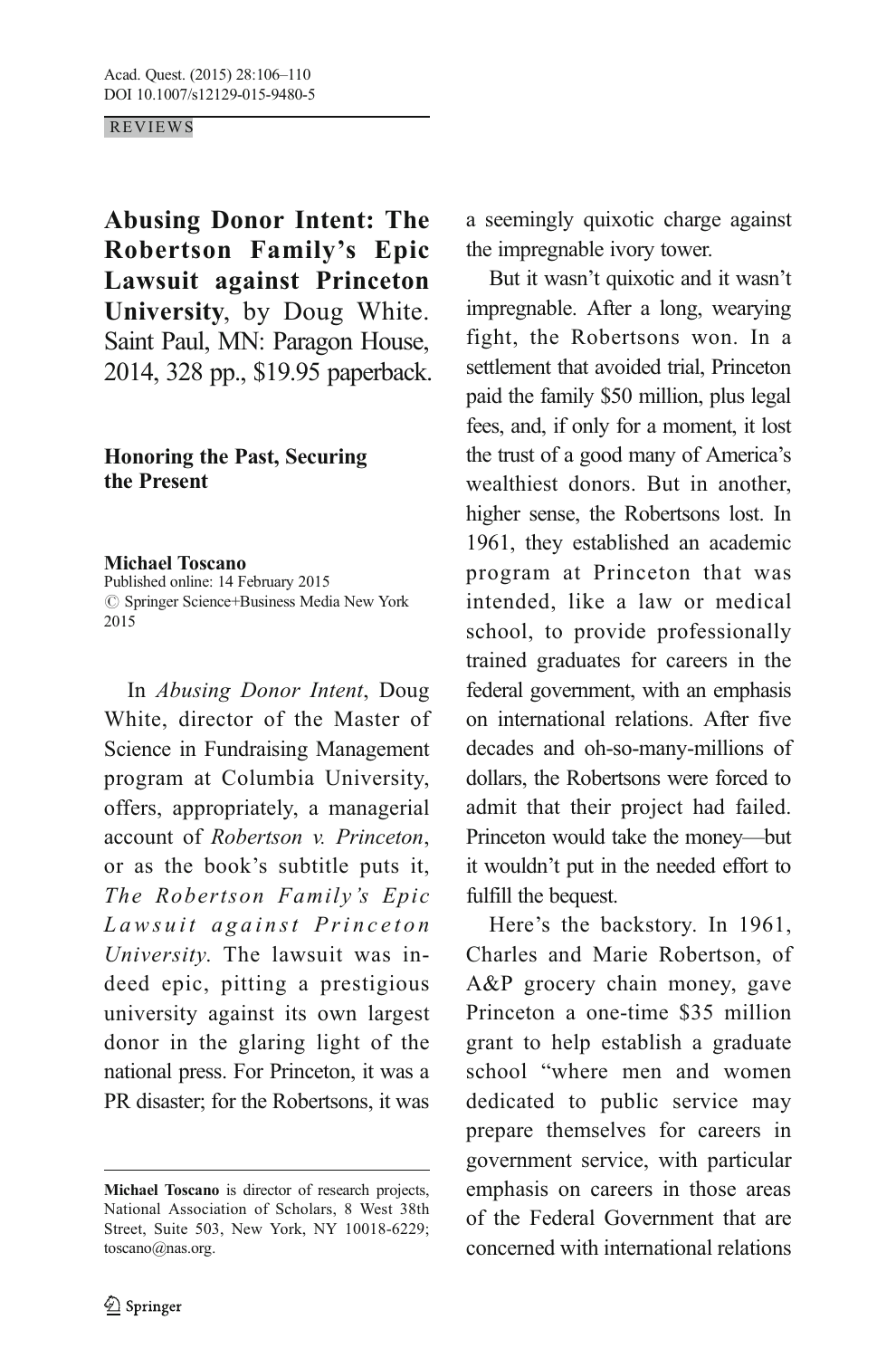REVIEWS

**Abusing Donor Intent: The Robertson Family's Epic Lawsuit against Princeton University**, by Doug White. Saint Paul, MN: Paragon House, 2014, 328 pp., $19.95 paperback.

## Honoring the Past, Securing the Present

**Michael Toscano**

Published online: 14 February 2015
© Springer Science+Business Media New York 2015

In *Abusing Donor Intent*, Doug White, director of the Master of Science in Fundraising Management program at Columbia University, offers, appropriately, a managerial account of *Robertson v. Princeton*, or as the book's subtitle puts it, *The Robertson Family's Epic Lawsuit against Princeton University*. The lawsuit was indeed epic, pitting a prestigious university against its own largest donor in the glaring light of the national press. For Princeton, it was a PR disaster; for the Robertsons, it was a seemingly quixotic charge against the impregnable ivory tower.

But it wasn't quixotic and it wasn't impregnable. After a long, wearying fight, the Robertsons won. In a settlement that avoided trial, Princeton paid the family $50 million, plus legal fees, and, if only for a moment, it lost the trust of a good many of America's wealthiest donors. But in another, higher sense, the Robertsons lost. In 1961, they established an academic program at Princeton that was intended, like a law or medical school, to provide professionally trained graduates for careers in the federal government, with an emphasis on international relations. After five decades and oh-so-many-millions of dollars, the Robertsons were forced to admit that their project had failed. Princeton would take the money—but it wouldn't put in the needed effort to fulfill the bequest.

Here's the backstory. In 1961, Charles and Marie Robertson, of A&P grocery chain money, gave Princeton a one-time $35 million grant to help establish a graduate school "where men and women dedicated to public service may prepare themselves for careers in government service, with particular emphasis on careers in those areas of the Federal Government that are concerned with international relations

---

**Michael Toscano** is director of research projects, National Association of Scholars, 8 West 38th Street, Suite 503, New York, NY 10018-6229; toscano@nas.org.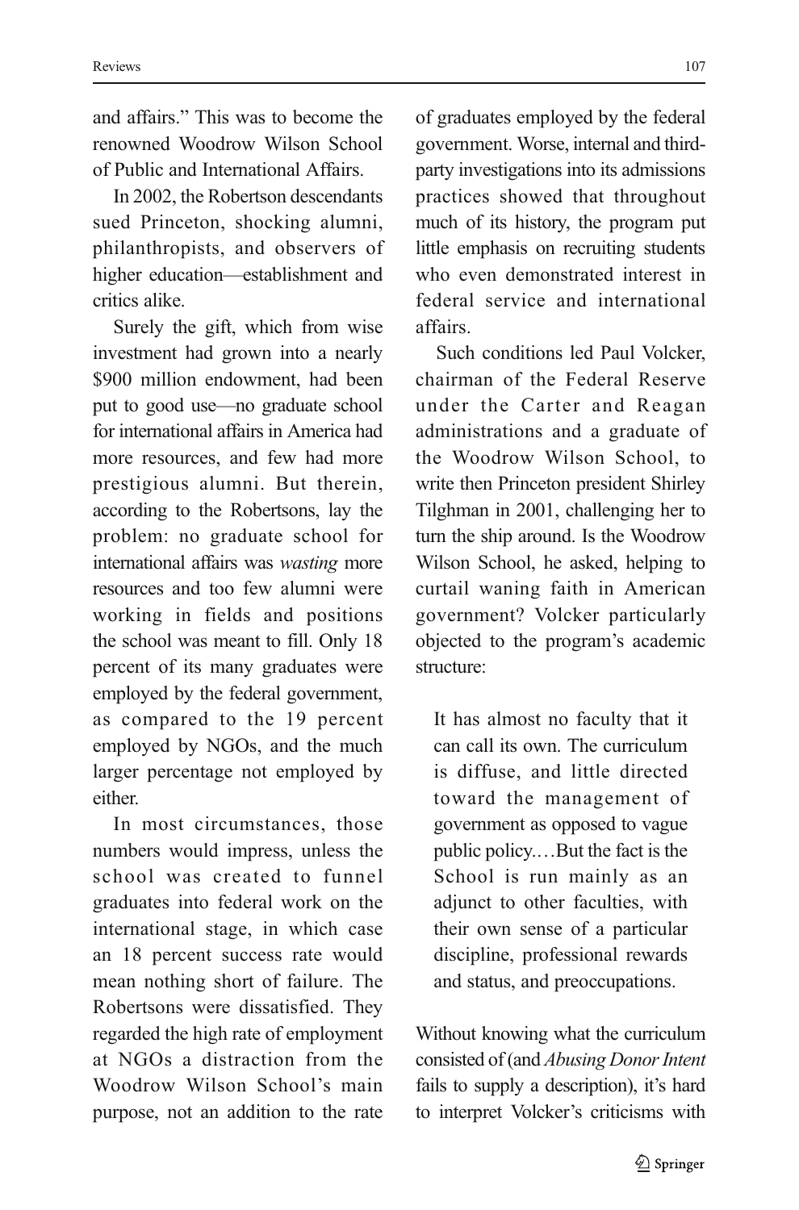and affairs." This was to become the renowned Woodrow Wilson School of Public and International Affairs.

In 2002, the Robertson descendants sued Princeton, shocking alumni, philanthropists, and observers of higher education—establishment and critics alike.

Surely the gift, which from wise investment had grown into a nearly $900 million endowment, had been put to good use—no graduate school for international affairs in America had more resources, and few had more prestigious alumni. But therein, according to the Robertsons, lay the problem: no graduate school for international affairs was *wasting* more resources and too few alumni were working in fields and positions the school was meant to fill. Only 18 percent of its many graduates were employed by the federal government, as compared to the 19 percent employed by NGOs, and the much larger percentage not employed by either.

In most circumstances, those numbers would impress, unless the school was created to funnel graduates into federal work on the international stage, in which case an 18 percent success rate would mean nothing short of failure. The Robertsons were dissatisfied. They regarded the high rate of employment at NGOs a distraction from the Woodrow Wilson School's main purpose, not an addition to the rate of graduates employed by the federal government. Worse, internal and third-party investigations into its admissions practices showed that throughout much of its history, the program put little emphasis on recruiting students who even demonstrated interest in federal service and international affairs.

Such conditions led Paul Volcker, chairman of the Federal Reserve under the Carter and Reagan administrations and a graduate of the Woodrow Wilson School, to write then Princeton president Shirley Tilghman in 2001, challenging her to turn the ship around. Is the Woodrow Wilson School, he asked, helping to curtail waning faith in American government? Volcker particularly objected to the program's academic structure:

> It has almost no faculty that it can call its own. The curriculum is diffuse, and little directed toward the management of government as opposed to vague public policy.…But the fact is the School is run mainly as an adjunct to other faculties, with their own sense of a particular discipline, professional rewards and status, and preoccupations.

Without knowing what the curriculum consisted of (and *Abusing Donor Intent* fails to supply a description), it's hard to interpret Volcker's criticisms with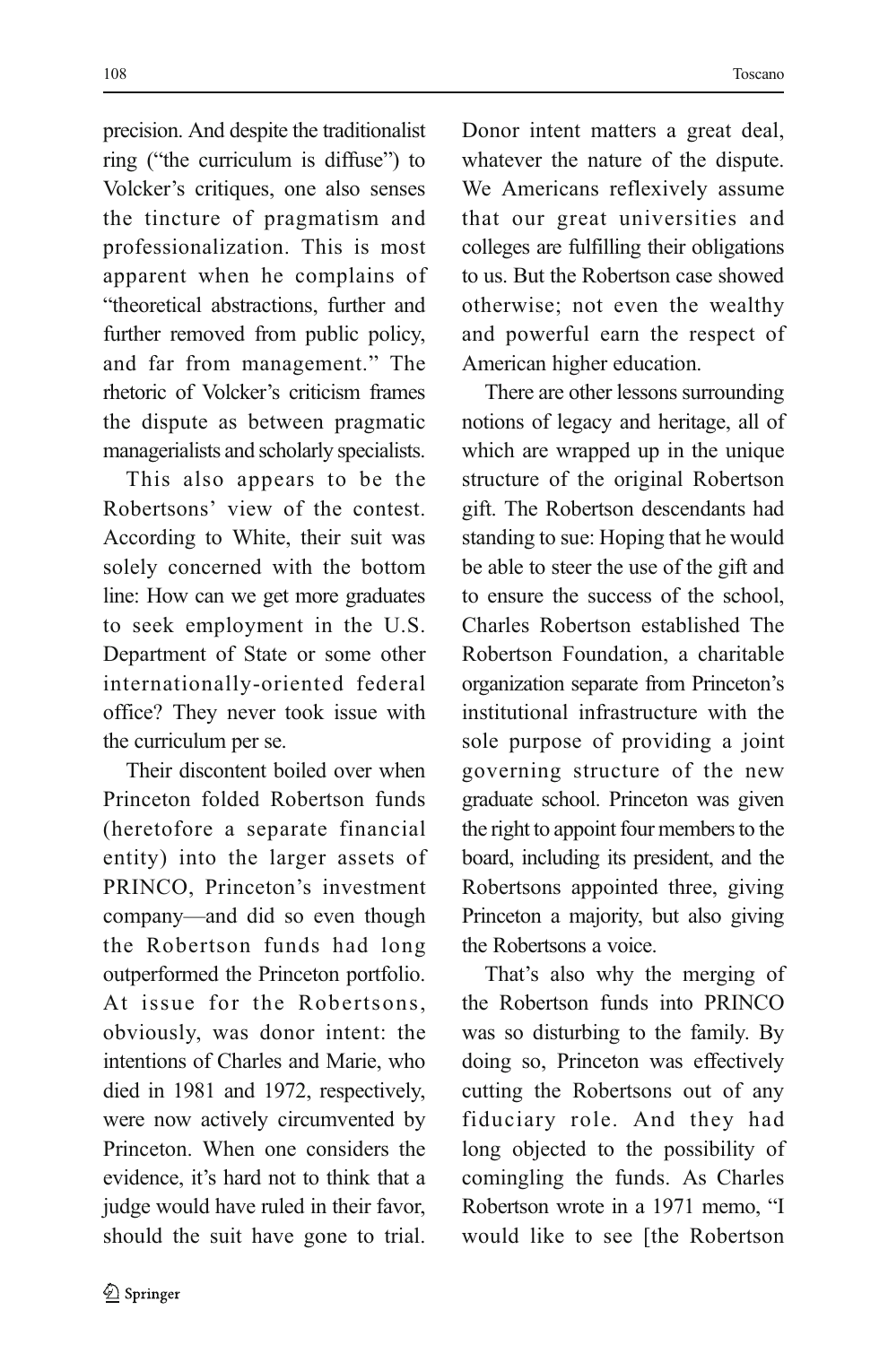precision. And despite the traditionalist ring ("the curriculum is diffuse") to Volcker's critiques, one also senses the tincture of pragmatism and professionalization. This is most apparent when he complains of "theoretical abstractions, further and further removed from public policy, and far from management." The rhetoric of Volcker's criticism frames the dispute as between pragmatic managerialists and scholarly specialists.

This also appears to be the Robertsons' view of the contest. According to White, their suit was solely concerned with the bottom line: How can we get more graduates to seek employment in the U.S. Department of State or some other internationally-oriented federal office? They never took issue with the curriculum per se.

Their discontent boiled over when Princeton folded Robertson funds (heretofore a separate financial entity) into the larger assets of PRINCO, Princeton's investment company—and did so even though the Robertson funds had long outperformed the Princeton portfolio. At issue for the Robertsons, obviously, was donor intent: the intentions of Charles and Marie, who died in 1981 and 1972, respectively, were now actively circumvented by Princeton. When one considers the evidence, it's hard not to think that a judge would have ruled in their favor, should the suit have gone to trial. Donor intent matters a great deal, whatever the nature of the dispute. We Americans reflexively assume that our great universities and colleges are fulfilling their obligations to us. But the Robertson case showed otherwise; not even the wealthy and powerful earn the respect of American higher education.

There are other lessons surrounding notions of legacy and heritage, all of which are wrapped up in the unique structure of the original Robertson gift. The Robertson descendants had standing to sue: Hoping that he would be able to steer the use of the gift and to ensure the success of the school, Charles Robertson established The Robertson Foundation, a charitable organization separate from Princeton's institutional infrastructure with the sole purpose of providing a joint governing structure of the new graduate school. Princeton was given the right to appoint four members to the board, including its president, and the Robertsons appointed three, giving Princeton a majority, but also giving the Robertsons a voice.

That's also why the merging of the Robertson funds into PRINCO was so disturbing to the family. By doing so, Princeton was effectively cutting the Robertsons out of any fiduciary role. And they had long objected to the possibility of comingling the funds. As Charles Robertson wrote in a 1971 memo, "I would like to see [the Robertson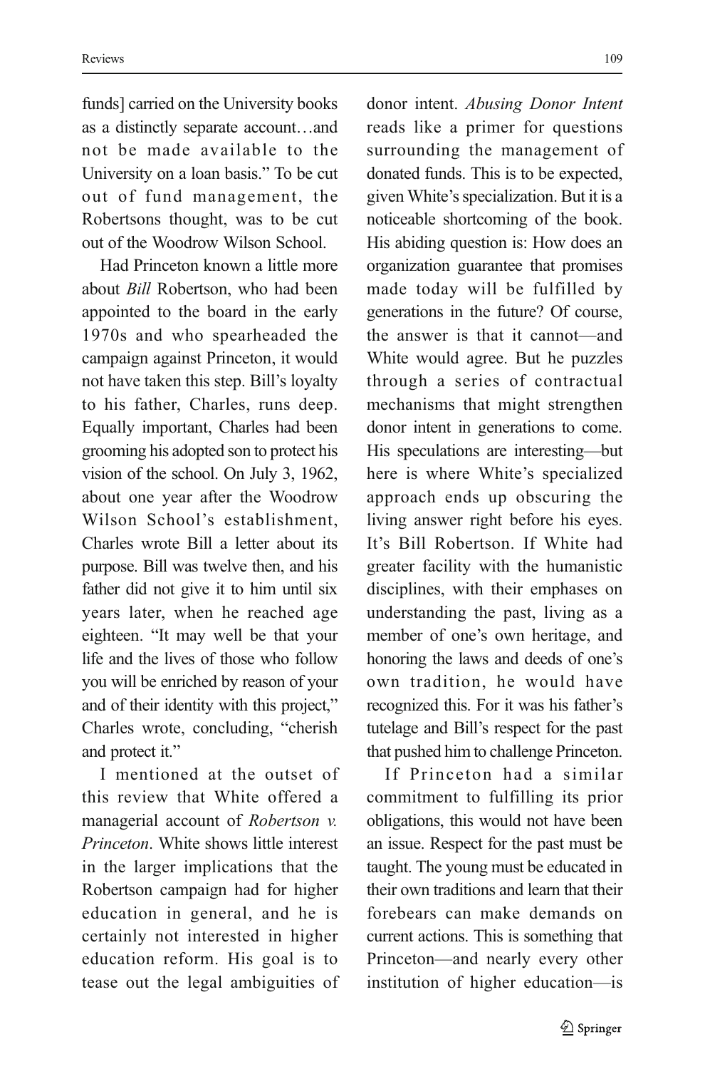funds] carried on the University books as a distinctly separate account…and not be made available to the University on a loan basis." To be cut out of fund management, the Robertsons thought, was to be cut out of the Woodrow Wilson School.

Had Princeton known a little more about *Bill* Robertson, who had been appointed to the board in the early 1970s and who spearheaded the campaign against Princeton, it would not have taken this step. Bill's loyalty to his father, Charles, runs deep. Equally important, Charles had been grooming his adopted son to protect his vision of the school. On July 3, 1962, about one year after the Woodrow Wilson School's establishment, Charles wrote Bill a letter about its purpose. Bill was twelve then, and his father did not give it to him until six years later, when he reached age eighteen. "It may well be that your life and the lives of those who follow you will be enriched by reason of your and of their identity with this project," Charles wrote, concluding, "cherish and protect it."

I mentioned at the outset of this review that White offered a managerial account of *Robertson v. Princeton*. White shows little interest in the larger implications that the Robertson campaign had for higher education in general, and he is certainly not interested in higher education reform. His goal is to tease out the legal ambiguities of donor intent. *Abusing Donor Intent* reads like a primer for questions surrounding the management of donated funds. This is to be expected, given White's specialization. But it is a noticeable shortcoming of the book. His abiding question is: How does an organization guarantee that promises made today will be fulfilled by generations in the future? Of course, the answer is that it cannot—and White would agree. But he puzzles through a series of contractual mechanisms that might strengthen donor intent in generations to come. His speculations are interesting—but here is where White's specialized approach ends up obscuring the living answer right before his eyes. It's Bill Robertson. If White had greater facility with the humanistic disciplines, with their emphases on understanding the past, living as a member of one's own heritage, and honoring the laws and deeds of one's own tradition, he would have recognized this. For it was his father's tutelage and Bill's respect for the past that pushed him to challenge Princeton.

If Princeton had a similar commitment to fulfilling its prior obligations, this would not have been an issue. Respect for the past must be taught. The young must be educated in their own traditions and learn that their forebears can make demands on current actions. This is something that Princeton—and nearly every other institution of higher education—is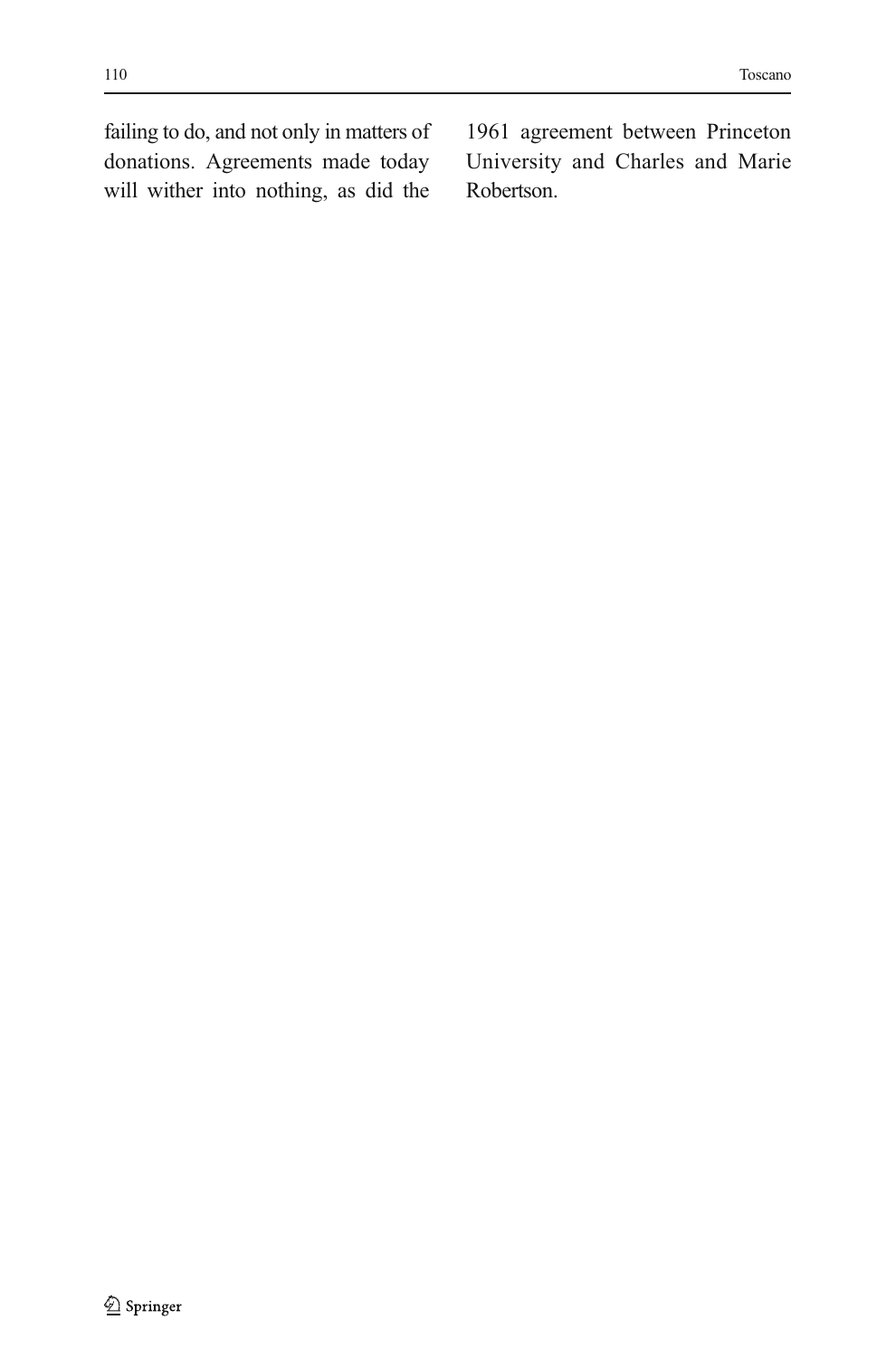failing to do, and not only in matters of donations. Agreements made today will wither into nothing, as did the 1961 agreement between Princeton University and Charles and Marie Robertson.